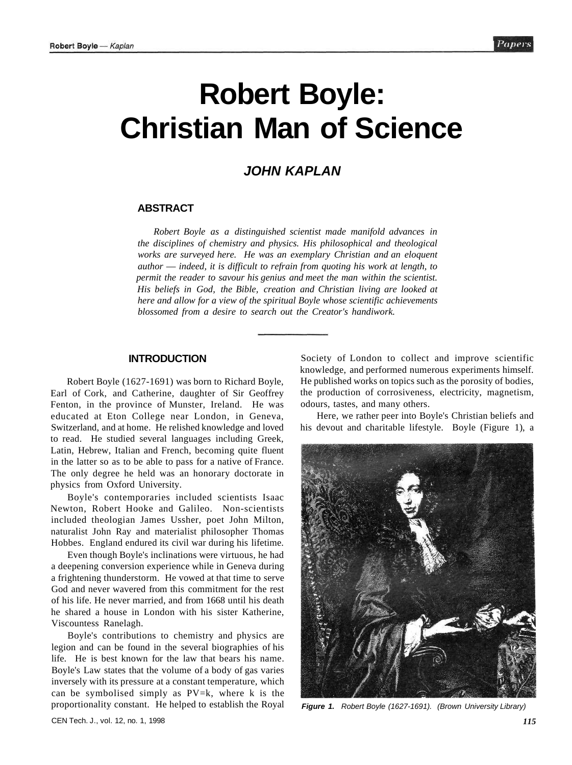# Robert Boyle: Christian Man of Science

## JOHN KAPLAN

### ABSTRACT

*Robert Boyle as a distinguished scientist made manifold advances in the disciplines of chemistry and physics. His philosophical and theological works are surveyed here. He was an exemplary Christian and an eloquent author — indeed, it is difficult to refrain from quoting his work at length, to permit the reader to savour his genius and meet the man within the scientist. His beliefs in God, the Bible, creation and Christian living are looked at here and allow for a view of the spiritual Boyle whose scientific achievements blossomed from a desire to search out the Creator's handiwork.*

### INTRODUCTION

Robert Boyle (1627-1691) was born to Richard Boyle, Earl of Cork, and Catherine, daughter of Sir Geoffrey Fenton, in the province of Munster, Ireland. He was educated at Eton College near London, in Geneva, Switzerland, and at home. He relished knowledge and loved to read. He studied several languages including Greek, Latin, Hebrew, Italian and French, becoming quite fluent in the latter so as to be able to pass for a native of France. The only degree he held was an honorary doctorate in physics from Oxford University.

Boyle's contemporaries included scientists Isaac Newton, Robert Hooke and Galileo. Non-scientists included theologian James Ussher, poet John Milton, naturalist John Ray and materialist philosopher Thomas Hobbes. England endured its civil war during his lifetime.

Even though Boyle's inclinations were virtuous, he had a deepening conversion experience while in Geneva during a frightening thunderstorm. He vowed at that time to serve God and never wavered from this commitment for the rest of his life. He never married, and from 1668 until his death he shared a house in London with his sister Katherine, Viscountess Ranelagh.

Boyle's contributions to chemistry and physics are legion and can be found in the several biographies of his life. He is best known for the law that bears his name. Boyle's Law states that the volume of a body of gas varies inversely with its pressure at a constant temperature, which can be symbolised simply as $PV=k$, where k is the proportionality constant. He helped to establish the Royal Society of London to collect and improve scientific knowledge, and performed numerous experiments himself. He published works on topics such as the porosity of bodies, the production of corrosiveness, electricity, magnetism, odours, tastes, and many others.

Here, we rather peer into Boyle's Christian beliefs and his devout and charitable lifestyle. Boyle (Figure 1), a

**Figure 1.** *Robert Boyle (1627-1691). (Brown University Library)*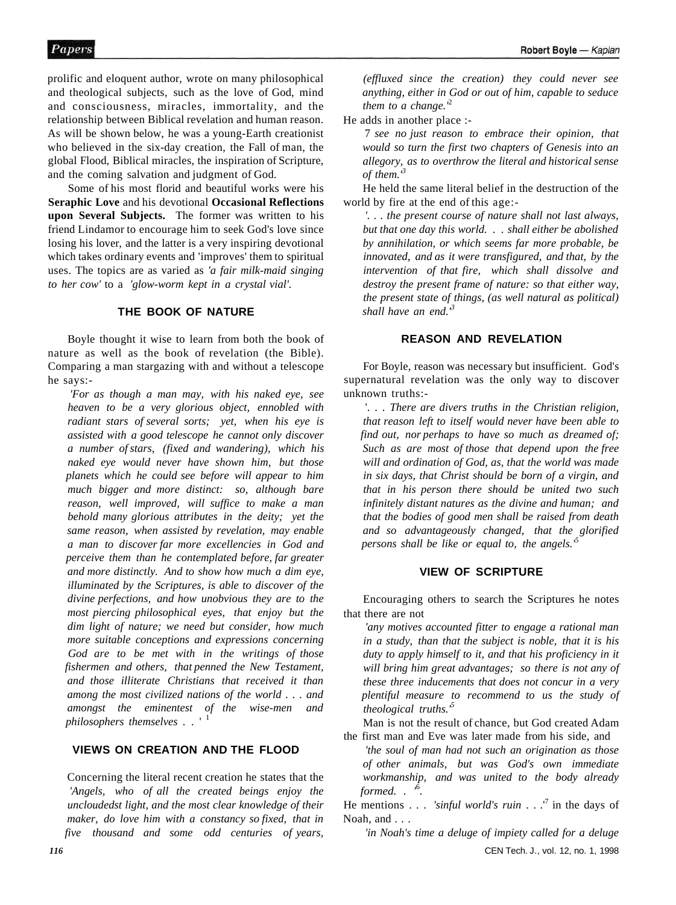prolific and eloquent author, wrote on many philosophical and theological subjects, such as the love of God, mind and consciousness, miracles, immortality, and the relationship between Biblical revelation and human reason. As will be shown below, he was a young-Earth creationist who believed in the six-day creation, the Fall of man, the global Flood, Biblical miracles, the inspiration of Scripture, and the coming salvation and judgment of God.

Some of his most florid and beautiful works were his **Seraphic Love** and his devotional **Occasional Reflections upon Several Subjects.** The former was written to his friend Lindamor to encourage him to seek God's love since losing his lover, and the latter is a very inspiring devotional which takes ordinary events and 'improves' them to spiritual uses. The topics are as varied as *'a fair milk-maid singing to her cow'* to a *'glow-worm kept in a crystal vial'.*

## THE BOOK OF NATURE

Boyle thought it wise to learn from both the book of nature as well as the book of revelation (the Bible). Comparing a man stargazing with and without a telescope he says:-

> *'For as though a man may, with his naked eye, see heaven to be a very glorious object, ennobled with radiant stars of several sorts; yet, when his eye is assisted with a good telescope he cannot only discover a number of stars, (fixed and wandering), which his naked eye would never have shown him, but those planets which he could see before will appear to him much bigger and more distinct: so, although bare reason, well improved, will suffice to make a man behold many glorious attributes in the deity; yet the same reason, when assisted by revelation, may enable a man to discover far more excellencies in God and perceive them than he contemplated before, far greater and more distinctly. And to show how much a dim eye, illuminated by the Scriptures, is able to discover of the divine perfections, and how unobvious they are to the most piercing philosophical eyes, that enjoy but the dim light of nature; we need but consider, how much more suitable conceptions and expressions concerning God are to be met with in the writings of those fishermen and others, that penned the New Testament, and those illiterate Christians that received it than among the most civilized nations of the world . . . and amongst the eminentest of the wise-men and philosophers themselves . .'* [1]

## VIEWS ON CREATION AND THE FLOOD

Concerning the literal recent creation he states that the

> *'Angels, who of all the created beings enjoy the uncloudedst light, and the most clear knowledge of their maker, do love him with a constancy so fixed, that in five thousand and some odd centuries of years, (effluxed since the creation) they could never see anything, either in God or out of him, capable to seduce them to a change.'* [2]

He adds in another place :-

> *'I see no just reason to embrace their opinion, that would so turn the first two chapters of Genesis into an allegory, as to overthrow the literal and historical sense of them.'* [3]

He held the same literal belief in the destruction of the world by fire at the end of this age:-

> *'. . . the present course of nature shall not last always, but that one day this world. . . shall either be abolished by annihilation, or which seems far more probable, be innovated, and as it were transfigured, and that, by the intervention of that fire, which shall dissolve and destroy the present frame of nature: so that either way, the present state of things, (as well natural as political) shall have an end.'* [3]

## REASON AND REVELATION

For Boyle, reason was necessary but insufficient. God's supernatural revelation was the only way to discover unknown truths:-

> *'. . . There are divers truths in the Christian religion, that reason left to itself would never have been able to find out, nor perhaps to have so much as dreamed of; Such as are most of those that depend upon the free will and ordination of God, as, that the world was made in six days, that Christ should be born of a virgin, and that in his person there should be united two such infinitely distant natures as the divine and human; and that the bodies of good men shall be raised from death and so advantageously changed, that the glorified persons shall be like or equal to, the angels.'* [5]

## VIEW OF SCRIPTURE

Encouraging others to search the Scriptures he notes that there are not

> *'any motives accounted fitter to engage a rational man in a study, than that the subject is noble, that it is his duty to apply himself to it, and that his proficiency in it will bring him great advantages; so there is not any of these three inducements that does not concur in a very plentiful measure to recommend to us the study of theological truths.'* [5]

Man is not the result of chance, but God created Adam the first man and Eve was later made from his side, and

> *'the soul of man had not such an origination as those of other animals, but was God's own immediate workmanship, and was united to the body already formed. .'* [6].

He mentions . . . *'sinful world's ruin . . .'* [7] in the days of Noah, and . . .

> *'in Noah's time a deluge of impiety called for a deluge*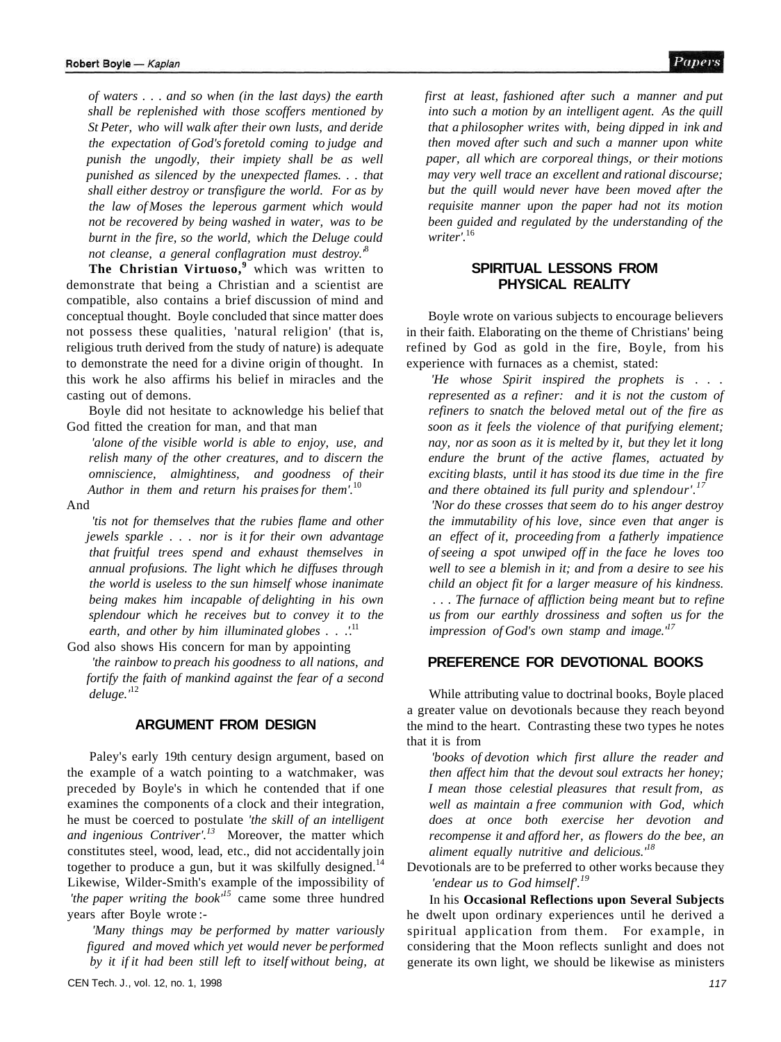*of waters . . . and so when (in the last days) the earth shall be replenished with those scoffers mentioned by St Peter, who will walk after their own lusts, and deride the expectation of God's foretold coming to judge and punish the ungodly, their impiety shall be as well punished as silenced by the unexpected flames. . . that shall either destroy or transfigure the world. For as by the law of Moses the leperous garment which would not be recovered by being washed in water, was to be burnt in the fire, so the world, which the Deluge could not cleanse, a general conflagration must destroy.'*[8]

**The Christian Virtuoso,**[9] which was written to demonstrate that being a Christian and a scientist are compatible, also contains a brief discussion of mind and conceptual thought. Boyle concluded that since matter does not possess these qualities, 'natural religion' (that is, religious truth derived from the study of nature) is adequate to demonstrate the need for a divine origin of thought. In this work he also affirms his belief in miracles and the casting out of demons.

Boyle did not hesitate to acknowledge his belief that God fitted the creation for man, and that man

*'alone of the visible world is able to enjoy, use, and relish many of the other creatures, and to discern the omniscience, almightiness, and goodness of their Author in them and return his praises for them'.*[10]

And

*'tis not for themselves that the rubies flame and other jewels sparkle . . . nor is it for their own advantage that fruitful trees spend and exhaust themselves in annual profusions. The light which he diffuses through the world is useless to the sun himself whose inanimate being makes him incapable of delighting in his own splendour which he receives but to convey it to the earth, and other by him illuminated globes . . .'.*[11]

God also shows His concern for man by appointing

*'the rainbow to preach his goodness to all nations, and fortify the faith of mankind against the fear of a second deluge.'*[12]

## ARGUMENT FROM DESIGN

Paley's early 19th century design argument, based on the example of a watch pointing to a watchmaker, was preceded by Boyle's in which he contended that if one examines the components of a clock and their integration, he must be coerced to postulate *'the skill of an intelligent and ingenious Contriver'.*[13] Moreover, the matter which constitutes steel, wood, lead, etc., did not accidentally join together to produce a gun, but it was skilfully designed.[14] Likewise, Wilder-Smith's example of the impossibility of *'the paper writing the book'*[15] came some three hundred years after Boyle wrote :-

*'Many things may be performed by matter variously figured and moved which yet would never be performed by it if it had been still left to itself without being, at first at least, fashioned after such a manner and put into such a motion by an intelligent agent. As the quill that a philosopher writes with, being dipped in ink and then moved after such and such a manner upon white paper, all which are corporeal things, or their motions may very well trace an excellent and rational discourse; but the quill would never have been moved after the requisite manner upon the paper had not its motion been guided and regulated by the understanding of the writer'.*[16]

## SPIRITUAL LESSONS FROM PHYSICAL REALITY

Boyle wrote on various subjects to encourage believers in their faith. Elaborating on the theme of Christians' being refined by God as gold in the fire, Boyle, from his experience with furnaces as a chemist, stated:

*'He whose Spirit inspired the prophets is . . . represented as a refiner: and it is not the custom of refiners to snatch the beloved metal out of the fire as soon as it feels the violence of that purifying element; nay, nor as soon as it is melted by it, but they let it long endure the brunt of the active flames, actuated by exciting blasts, until it has stood its due time in the fire and there obtained its full purity and splendour'.*[17]

*'Nor do these crosses that seem do to his anger destroy the immutability of his love, since even that anger is an effect of it, proceeding from a fatherly impatience of seeing a spot unwiped off in the face he loves too well to see a blemish in it; and from a desire to see his child an object fit for a larger measure of his kindness. . . . The furnace of affliction being meant but to refine us from our earthly drossiness and soften us for the impression of God's own stamp and image.'*[17]

## PREFERENCE FOR DEVOTIONAL BOOKS

While attributing value to doctrinal books, Boyle placed a greater value on devotionals because they reach beyond the mind to the heart. Contrasting these two types he notes that it is from

*'books of devotion which first allure the reader and then affect him that the devout soul extracts her honey; I mean those celestial pleasures that result from, as well as maintain a free communion with God, which does at once both exercise her devotion and recompense it and afford her, as flowers do the bee, an aliment equally nutritive and delicious.'*[18]

Devotionals are to be preferred to other works because they *'endear us to God himself'.*[19]

In his **Occasional Reflections upon Several Subjects** he dwelt upon ordinary experiences until he derived a spiritual application from them. For example, in considering that the Moon reflects sunlight and does not generate its own light, we should be likewise as ministers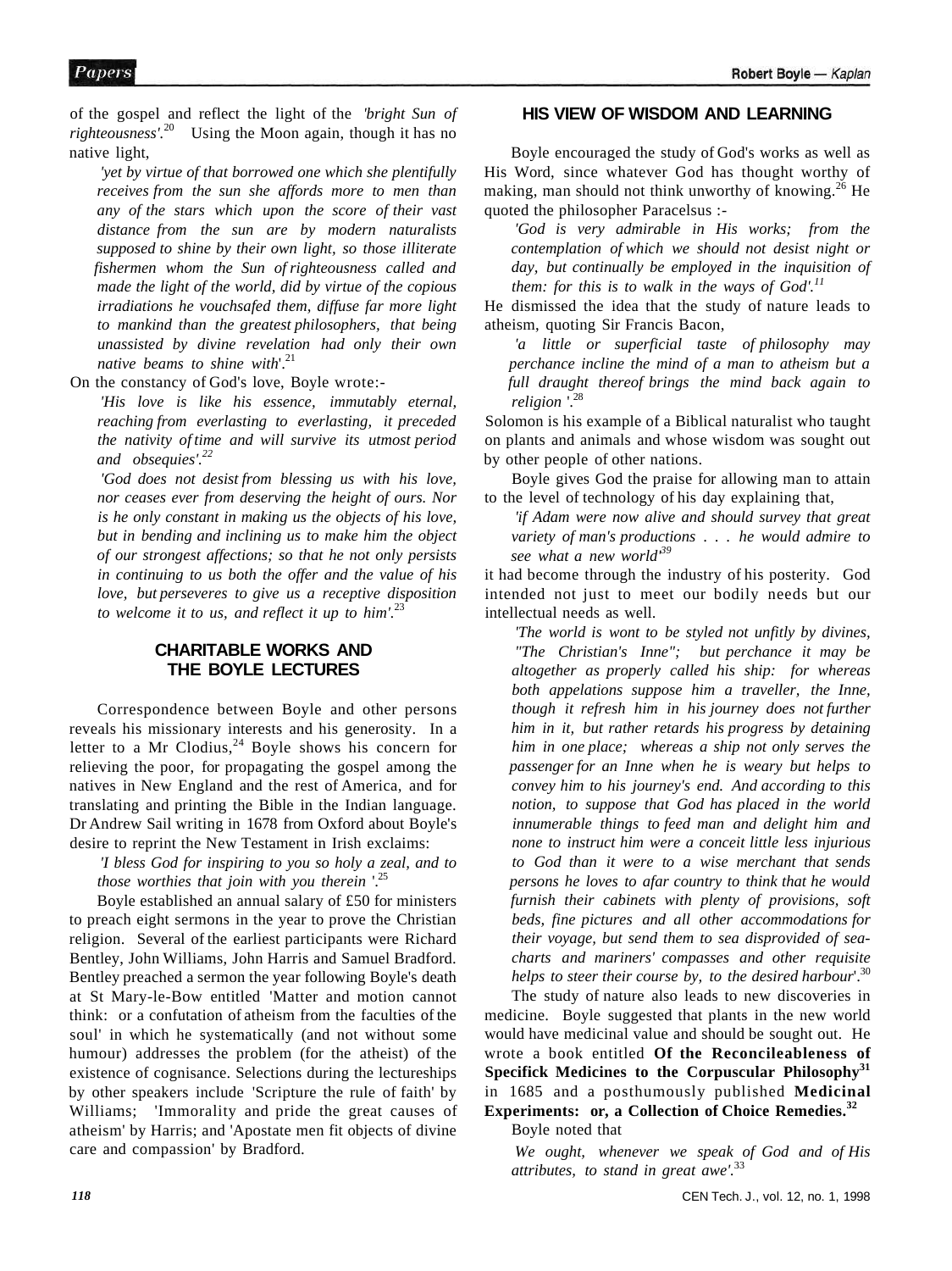of the gospel and reflect the light of the *'bright Sun of righteousness'.*[20] Using the Moon again, though it has no native light,

> *'yet by virtue of that borrowed one which she plentifully receives from the sun she affords more to men than any of the stars which upon the score of their vast distance from the sun are by modern naturalists supposed to shine by their own light, so those illiterate fishermen whom the Sun of righteousness called and made the light of the world, did by virtue of the copious irradiations he vouchsafed them, diffuse far more light to mankind than the greatest philosophers, that being unassisted by divine revelation had only their own native beams to shine with*'.[21]

On the constancy of God's love, Boyle wrote:-

> *'His love is like his essence, immutably eternal, reaching from everlasting to everlasting, it preceded the nativity of time and will survive its utmost period and obsequies'.*[22]

> *'God does not desist from blessing us with his love, nor ceases ever from deserving the height of ours. Nor is he only constant in making us the objects of his love, but in bending and inclining us to make him the object of our strongest affections; so that he not only persists in continuing to us both the offer and the value of his love, but perseveres to give us a receptive disposition to welcome it to us, and reflect it up to him'.*[23]

## CHARITABLE WORKS AND THE BOYLE LECTURES

Correspondence between Boyle and other persons reveals his missionary interests and his generosity. In a letter to a Mr Clodius,[24] Boyle shows his concern for relieving the poor, for propagating the gospel among the natives in New England and the rest of America, and for translating and printing the Bible in the Indian language. Dr Andrew Sail writing in 1678 from Oxford about Boyle's desire to reprint the New Testament in Irish exclaims:

> *'I bless God for inspiring to you so holy a zeal, and to those worthies that join with you therein '.*[25]

Boyle established an annual salary of £50 for ministers to preach eight sermons in the year to prove the Christian religion. Several of the earliest participants were Richard Bentley, John Williams, John Harris and Samuel Bradford. Bentley preached a sermon the year following Boyle's death at St Mary-le-Bow entitled 'Matter and motion cannot think: or a confutation of atheism from the faculties of the soul' in which he systematically (and not without some humour) addresses the problem (for the atheist) of the existence of cognisance. Selections during the lectureships by other speakers include 'Scripture the rule of faith' by Williams; 'Immorality and pride the great causes of atheism' by Harris; and 'Apostate men fit objects of divine care and compassion' by Bradford.

## HIS VIEW OF WISDOM AND LEARNING

Boyle encouraged the study of God's works as well as His Word, since whatever God has thought worthy of making, man should not think unworthy of knowing.[26] He quoted the philosopher Paracelsus :-

> *'God is very admirable in His works; from the contemplation of which we should not desist night or day, but continually be employed in the inquisition of them: for this is to walk in the ways of God'.*[11]

He dismissed the idea that the study of nature leads to atheism, quoting Sir Francis Bacon,

> *'a little or superficial taste of philosophy may perchance incline the mind of a man to atheism but a full draught thereof brings the mind back again to religion '.*[28]

Solomon is his example of a Biblical naturalist who taught on plants and animals and whose wisdom was sought out by other people of other nations.

Boyle gives God the praise for allowing man to attain to the level of technology of his day explaining that,

> *'if Adam were now alive and should survey that great variety of man's productions . . . he would admire to see what a new world'*[39]

it had become through the industry of his posterity. God intended not just to meet our bodily needs but our intellectual needs as well.

> *'The world is wont to be styled not unfitly by divines, "The Christian's Inne"; but perchance it may be altogether as properly called his ship: for whereas both appelations suppose him a traveller, the Inne, though it refresh him in his journey does not further him in it, but rather retards his progress by detaining him in one place; whereas a ship not only serves the passenger for an Inne when he is weary but helps to convey him to his journey's end. And according to this notion, to suppose that God has placed in the world innumerable things to feed man and delight him and none to instruct him were a conceit little less injurious to God than it were to a wise merchant that sends persons he loves to afar country to think that he would furnish their cabinets with plenty of provisions, soft beds, fine pictures and all other accommodations for their voyage, but send them to sea disprovided of sea-charts and mariners' compasses and other requisite helps to steer their course by, to the desired harbour*'.[30]

The study of nature also leads to new discoveries in medicine. Boyle suggested that plants in the new world would have medicinal value and should be sought out. He wrote a book entitled **Of the Reconcileableness of Specifick Medicines to the Corpuscular Philosophy**[31] in 1685 and a posthumously published **Medicinal Experiments: or, a Collection of Choice Remedies.**[32]

Boyle noted that

> *We ought, whenever we speak of God and of His attributes, to stand in great awe'.*[33]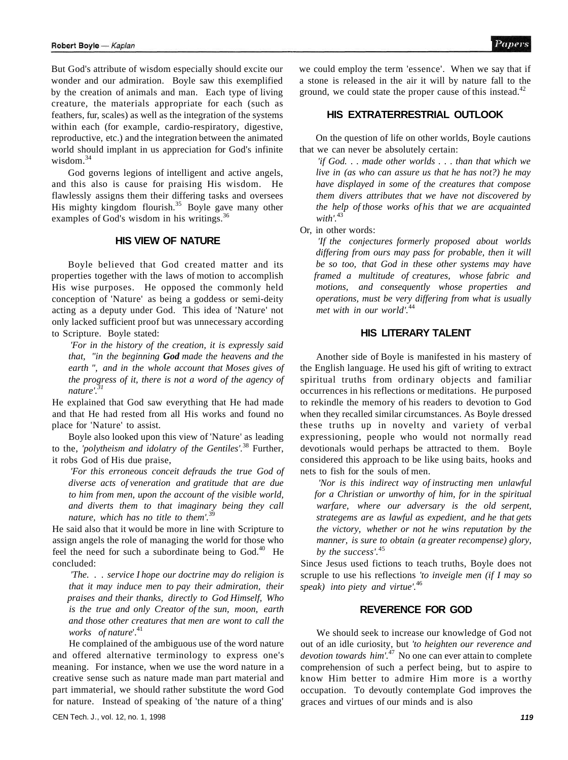But God's attribute of wisdom especially should excite our wonder and our admiration. Boyle saw this exemplified by the creation of animals and man. Each type of living creature, the materials appropriate for each (such as feathers, fur, scales) as well as the integration of the systems within each (for example, cardio-respiratory, digestive, reproductive, etc.) and the integration between the animated world should implant in us appreciation for God's infinite wisdom.[34]

God governs legions of intelligent and active angels, and this also is cause for praising His wisdom. He flawlessly assigns them their differing tasks and oversees His mighty kingdom flourish.[35] Boyle gave many other examples of God's wisdom in his writings.[36]

## HIS VIEW OF NATURE

Boyle believed that God created matter and its properties together with the laws of motion to accomplish His wise purposes. He opposed the commonly held conception of 'Nature' as being a goddess or semi-deity acting as a deputy under God. This idea of 'Nature' not only lacked sufficient proof but was unnecessary according to Scripture. Boyle stated:

> *'For in the history of the creation, it is expressly said that, "in the beginning* ***God*** *made the heavens and the earth ", and in the whole account that Moses gives of the progress of it, there is not a word of the agency of nature'.*[37]

He explained that God saw everything that He had made and that He had rested from all His works and found no place for 'Nature' to assist.

Boyle also looked upon this view of 'Nature' as leading to the, *'polytheism and idolatry of the Gentiles'.*[38] Further, it robs God of His due praise,

> *'For this erroneous conceit defrauds the true God of diverse acts of veneration and gratitude that are due to him from men, upon the account of the visible world, and diverts them to that imaginary being they call nature, which has no title to them'.*[39]

He said also that it would be more in line with Scripture to assign angels the role of managing the world for those who feel the need for such a subordinate being to God.[40] He concluded:

> *'The. . . service I hope our doctrine may do religion is that it may induce men to pay their admiration, their praises and their thanks, directly to God Himself, Who is the true and only Creator of the sun, moon, earth and those other creatures that men are wont to call the works of nature'.*[41]

He complained of the ambiguous use of the word nature and offered alternative terminology to express one's meaning. For instance, when we use the word nature in a creative sense such as nature made man part material and part immaterial, we should rather substitute the word God for nature. Instead of speaking of 'the nature of a thing' we could employ the term 'essence'. When we say that if a stone is released in the air it will by nature fall to the ground, we could state the proper cause of this instead.[42]

## HIS EXTRATERRESTRIAL OUTLOOK

On the question of life on other worlds, Boyle cautions that we can never be absolutely certain:

> *'if God. . . made other worlds . . . than that which we live in (as who can assure us that he has not?) he may have displayed in some of the creatures that compose them divers attributes that we have not discovered by the help of those works of his that we are acquainted with'.*[43]

Or, in other words:

> *'If the conjectures formerly proposed about worlds differing from ours may pass for probable, then it will be so too, that God in these other systems may have framed a multitude of creatures, whose fabric and motions, and consequently whose properties and operations, must be very differing from what is usually met with in our world'.*[44]

## HIS LITERARY TALENT

Another side of Boyle is manifested in his mastery of the English language. He used his gift of writing to extract spiritual truths from ordinary objects and familiar occurrences in his reflections or meditations. He purposed to rekindle the memory of his readers to devotion to God when they recalled similar circumstances. As Boyle dressed these truths up in novelty and variety of verbal expressioning, people who would not normally read devotionals would perhaps be attracted to them. Boyle considered this approach to be like using baits, hooks and nets to fish for the souls of men.

> *'Nor is this indirect way of instructing men unlawful for a Christian or unworthy of him, for in the spiritual warfare, where our adversary is the old serpent, strategems are as lawful as expedient, and he that gets the victory, whether or not he wins reputation by the manner, is sure to obtain (a greater recompense) glory, by the success'.*[45]

Since Jesus used fictions to teach truths, Boyle does not scruple to use his reflections *'to inveigle men (if I may so speak) into piety and virtue'.*[46]

## REVERENCE FOR GOD

We should seek to increase our knowledge of God not out of an idle curiosity, but *'to heighten our reverence and devotion towards him'.*[47] No one can ever attain to complete comprehension of such a perfect being, but to aspire to know Him better to admire Him more is a worthy occupation. To devoutly contemplate God improves the graces and virtues of our minds and is also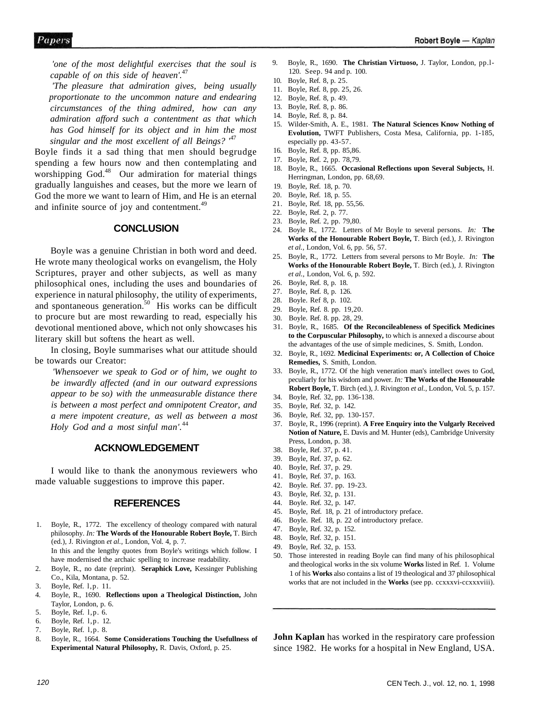*'one of the most delightful exercises that the soul is capable of on this side of heaven'.*[47]

*'The pleasure that admiration gives, being usually proportionate to the uncommon nature and endearing circumstances of the thing admired, how can any admiration afford such a contentment as that which has God himself for its object and in him the most singular and the most excellent of all Beings?'*[47]

Boyle finds it a sad thing that men should begrudge spending a few hours now and then contemplating and worshipping God.[48] Our admiration for material things gradually languishes and ceases, but the more we learn of God the more we want to learn of Him, and He is an eternal and infinite source of joy and contentment.[49]

## CONCLUSION

Boyle was a genuine Christian in both word and deed. He wrote many theological works on evangelism, the Holy Scriptures, prayer and other subjects, as well as many philosophical ones, including the uses and boundaries of experience in natural philosophy, the utility of experiments, and spontaneous generation.[50] His works can be difficult to procure but are most rewarding to read, especially his devotional mentioned above, which not only showcases his literary skill but softens the heart as well.

In closing, Boyle summarises what our attitude should be towards our Creator:

*'Whensoever we speak to God or of him, we ought to be inwardly affected (and in our outward expressions appear to be so) with the unmeasurable distance there is between a most perfect and omnipotent Creator, and a mere impotent creature, as well as between a most Holy God and a most sinful man'.*[44]

## ACKNOWLEDGEMENT

I would like to thank the anonymous reviewers who made valuable suggestions to improve this paper.

## REFERENCES

1. Boyle, R., 1772. The excellency of theology compared with natural philosophy. *In:* **The Words of the Honourable Robert Boyle,** T. Birch (ed.), J. Rivington *et al.,* London, Vol. 4, p. 7.
   In this and the lengthy quotes from Boyle's writings which follow. I have modernised the archaic spelling to increase readability.
2. Boyle, R., no date (reprint). **Seraphick Love,** Kessinger Publishing Co., Kila, Montana, p. 52.
3. Boyle, Ref. 1, p. 11.
4. Boyle, R., 1690. **Reflections upon a Theological Distinction,** John Taylor, London, p. 6.
5. Boyle, Ref. 1, p. 6.
6. Boyle, Ref. 1, p. 12.
7. Boyle, Ref. 1, p. 8.
8. Boyle, R., 1664. **Some Considerations Touching the Usefullness of Experimental Natural Philosophy,** R. Davis, Oxford, p. 25.
9. Boyle, R., 1690. **The Christian Virtuoso,** J. Taylor, London, pp.1-120. See p. 94 and p. 100.
10. Boyle, Ref. 8, p. 25.
11. Boyle, Ref. 8, pp. 25, 26.
12. Boyle, Ref. 8, p. 49.
13. Boyle, Ref. 8, p. 86.
14. Boyle, Ref. 8, p. 84.
15. Wilder-Smith, A. E., 1981. **The Natural Sciences Know Nothing of Evolution,** TWFT Publishers, Costa Mesa, California, pp. 1-185, especially pp. 43-57.
16. Boyle, Ref. 8, pp. 85,86.
17. Boyle, Ref. 2, pp. 78,79.
18. Boyle, R., 1665. **Occasional Reflections upon Several Subjects,** H. Herringman, London, pp. 68,69.
19. Boyle, Ref. 18, p. 70.
20. Boyle, Ref. 18, p. 55.
21. Boyle, Ref. 18, pp. 55,56.
22. Boyle, Ref. 2, p. 77.
23. Boyle, Ref. 2, pp. 79,80.
24. Boyle R., 1772. Letters of Mr Boyle to several persons. *In:* **The Works of the Honourable Robert Boyle,** T. Birch (ed.), J. Rivington *et al.,* London, Vol. 6, pp. 56, 57.
25. Boyle, R., 1772. Letters from several persons to Mr Boyle. *In:* **The Works of the Honourable Robert Boyle,** T. Birch (ed.), J. Rivington *et al.,* London, Vol. 6, p. 592.
26. Boyle, Ref. 8, p. 18.
27. Boyle, Ref. 8, p. 126.
28. Boyle. Ref 8, p. 102.
29. Boyle, Ref. 8. pp. 19,20.
30. Boyle. Ref. 8. pp. 28, 29.
31. Boyle, R., 1685. **Of the Reconcileableness of Specifick Medicines to the Corpuscular Philosophy,** to which is annexed a discourse about the advantages of the use of simple medicines, S. Smith, London.
32. Boyle, R., 1692. **Medicinal Experiments: or, A Collection of Choice Remedies,** S. Smith, London.
33. Boyle, R., 1772. Of the high veneration man's intellect owes to God, peculiarly for his wisdom and power. *In:* **The Works of the Honourable Robert Boyle,** T. Birch (ed.), J. Rivington *et al.,* London, Vol. 5, p. 157.
34. Boyle, Ref. 32, pp. 136-138.
35. Boyle, Ref. 32, p. 142.
36. Boyle, Ref. 32, pp. 130-157.
37. Boyle, R., 1996 (reprint). **A Free Enquiry into the Vulgarly Received Notion of Nature,** E. Davis and M. Hunter (eds), Cambridge University Press, London, p. 38.
38. Boyle, Ref. 37, p. 41.
39. Boyle, Ref. 37, p. 62.
40. Boyle, Ref. 37, p. 29.
41. Boyle, Ref. 37, p. 163.
42. Boyle. Ref. 37. pp. 19-23.
43. Boyle, Ref. 32, p. 131.
44. Boyle. Ref. 32, p. 147.
45. Boyle, Ref. 18, p. 21 of introductory preface.
46. Boyle. Ref. 18, p. 22 of introductory preface.
47. Boyle, Ref. 32, p. 152.
48. Boyle, Ref. 32, p. 151.
49. Boyle, Ref. 32, p. 153.
50. Those interested in reading Boyle can find many of his philosophical and theological works in the six volume **Works** listed in Ref. 1. Volume 1 of his **Works** also contains a list of 19 theological and 37 philosophical works that are not included in the **Works** (see pp. ccxxxvi-ccxxxviii).

**John Kaplan** has worked in the respiratory care profession since 1982. He works for a hospital in New England, USA.